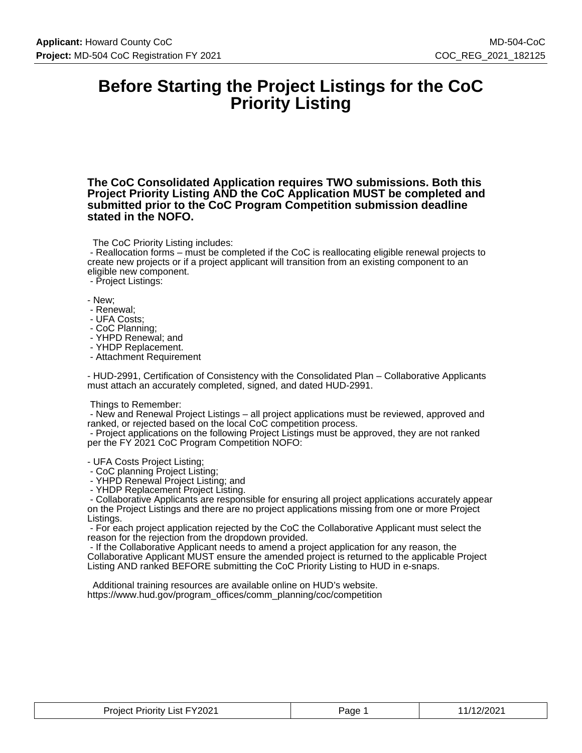# Before Starting the Project Listings for the CoC Priority Listing

**The CoC Consolidated Application requires TWO submissions. Both this Project Priority Listing AND the CoC Application MUST be completed and submitted prior to the CoC Program Competition submission deadline stated in the NOFO.**

The CoC Priority Listing includes:

- Reallocation forms – must be completed if the CoC is reallocating eligible renewal projects to create new projects or if a project applicant will transition from an existing component to an eligible new component.
- Project Listings:

- New;
- Renewal;
- UFA Costs;
- CoC Planning;
- YHPD Renewal; and
- YHDP Replacement.
- Attachment Requirement

- HUD-2991, Certification of Consistency with the Consolidated Plan – Collaborative Applicants must attach an accurately completed, signed, and dated HUD-2991.

Things to Remember:

- New and Renewal Project Listings – all project applications must be reviewed, approved and ranked, or rejected based on the local CoC competition process.
- Project applications on the following Project Listings must be approved, they are not ranked per the FY 2021 CoC Program Competition NOFO:

- UFA Costs Project Listing;
- CoC planning Project Listing;
- YHPD Renewal Project Listing; and
- YHDP Replacement Project Listing.
- Collaborative Applicants are responsible for ensuring all project applications accurately appear on the Project Listings and there are no project applications missing from one or more Project Listings.
- For each project application rejected by the CoC the Collaborative Applicant must select the reason for the rejection from the dropdown provided.
- If the Collaborative Applicant needs to amend a project application for any reason, the Collaborative Applicant MUST ensure the amended project is returned to the applicable Project Listing AND ranked BEFORE submitting the CoC Priority Listing to HUD in e-snaps.

Additional training resources are available online on HUD's website.
https://www.hud.gov/program_offices/comm_planning/coc/competition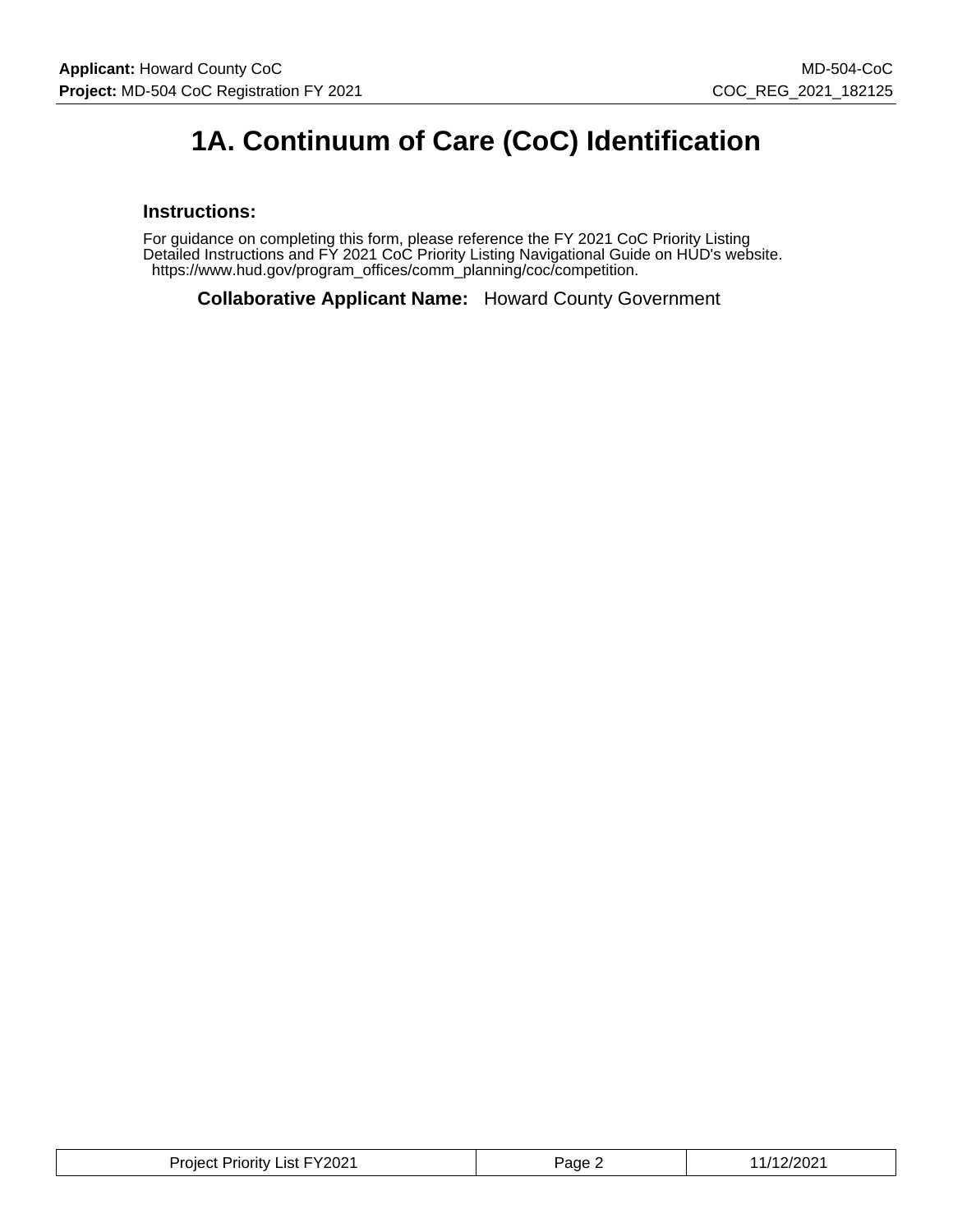# 1A. Continuum of Care (CoC) Identification

### Instructions:

For guidance on completing this form, please reference the FY 2021 CoC Priority Listing Detailed Instructions and FY 2021 CoC Priority Listing Navigational Guide on HUD's website. https://www.hud.gov/program_offices/comm_planning/coc/competition.

**Collaborative Applicant Name:** Howard County Government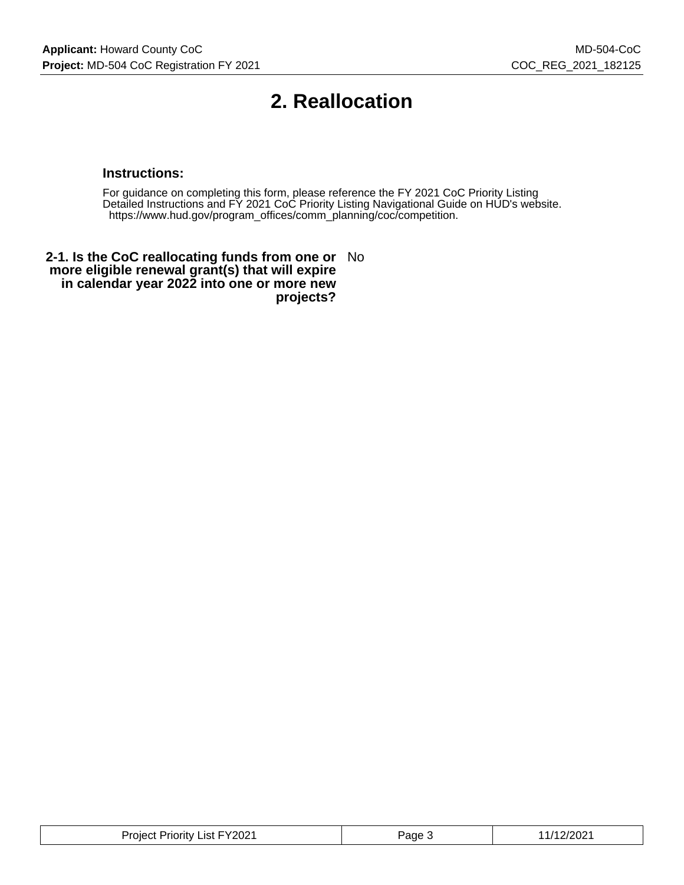# 2. Reallocation

### Instructions:

For guidance on completing this form, please reference the FY 2021 CoC Priority Listing Detailed Instructions and FY 2021 CoC Priority Listing Navigational Guide on HUD's website. https://www.hud.gov/program_offices/comm_planning/coc/competition.

**2-1. Is the CoC reallocating funds from one or more eligible renewal grant(s) that will expire in calendar year 2022 into one or more new projects?** No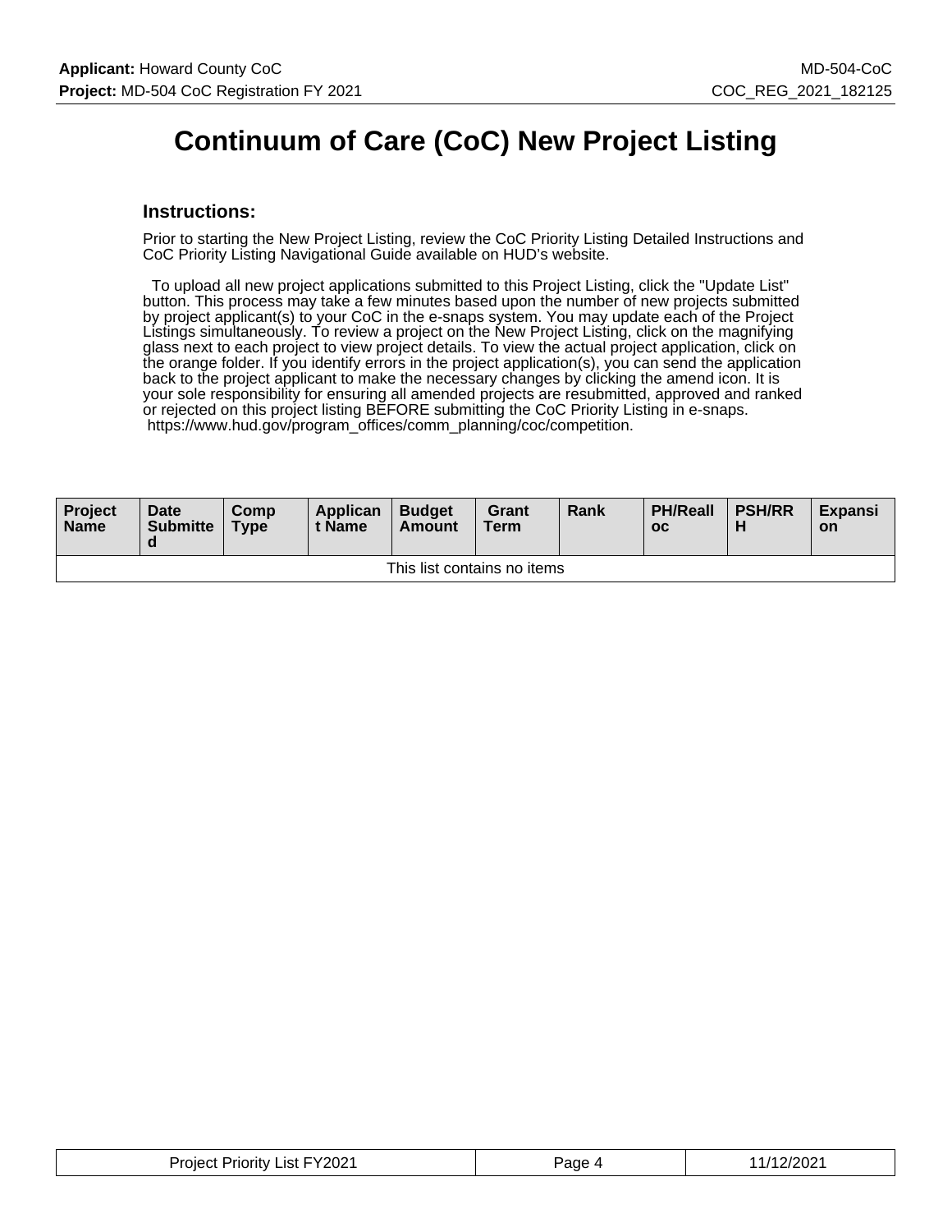# Continuum of Care (CoC) New Project Listing

## Instructions:

Prior to starting the New Project Listing, review the CoC Priority Listing Detailed Instructions and CoC Priority Listing Navigational Guide available on HUD's website.

To upload all new project applications submitted to this Project Listing, click the "Update List" button. This process may take a few minutes based upon the number of new projects submitted by project applicant(s) to your CoC in the e-snaps system. You may update each of the Project Listings simultaneously. To review a project on the New Project Listing, click on the magnifying glass next to each project to view project details. To view the actual project application, click on the orange folder. If you identify errors in the project application(s), you can send the application back to the project applicant to make the necessary changes by clicking the amend icon. It is your sole responsibility for ensuring all amended projects are resubmitted, approved and ranked or rejected on this project listing BEFORE submitting the CoC Priority Listing in e-snaps. https://www.hud.gov/program_offices/comm_planning/coc/competition.

| Project Name | Date Submitted | Comp Type | Applicant Name | Budget Amount | Grant Term | Rank | PH/Realloc | PSH/RRH | Expansion |
|---|---|---|---|---|---|---|---|---|---|
| This list contains no items | | | | | | | | | |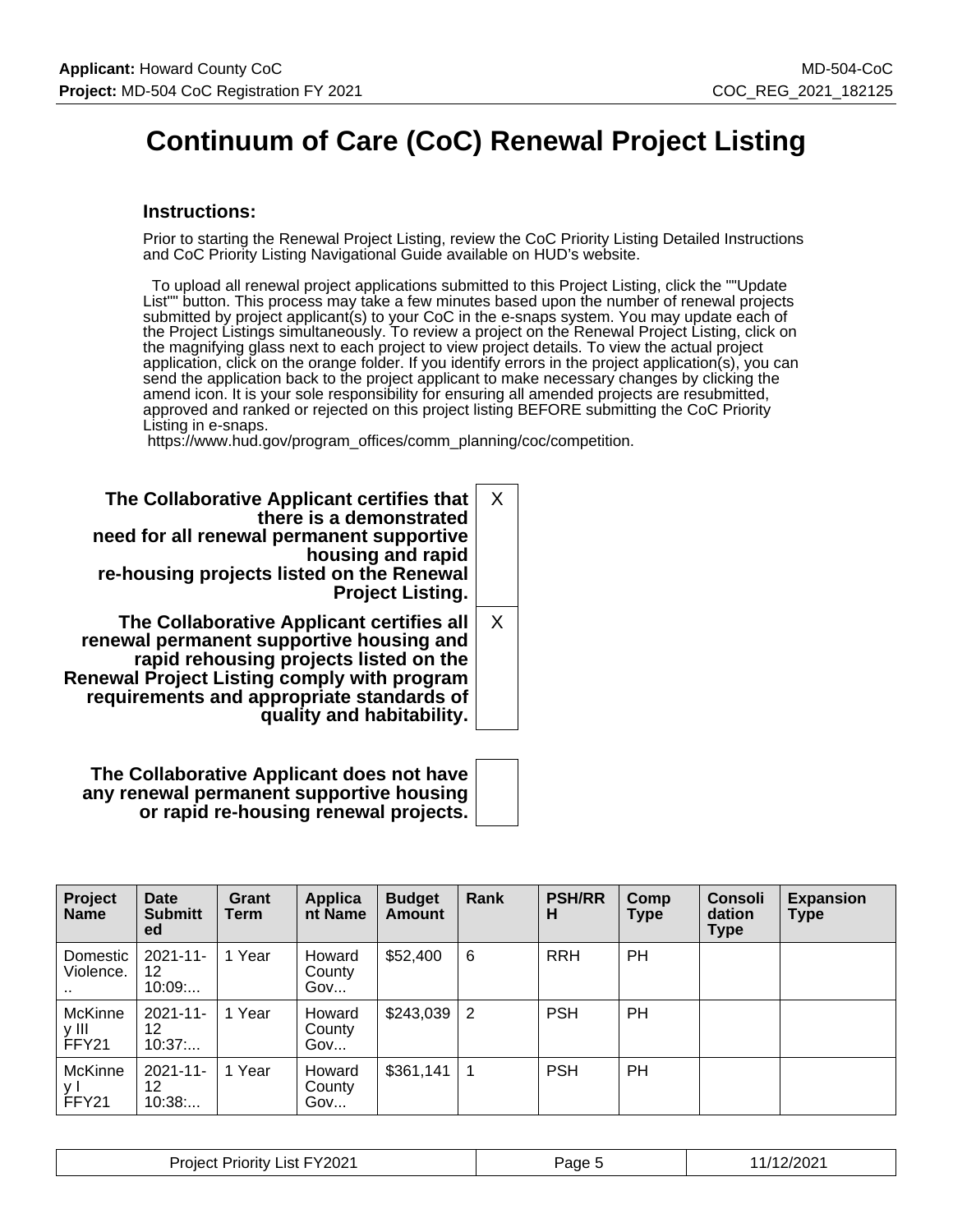# Continuum of Care (CoC) Renewal Project Listing

### Instructions:

Prior to starting the Renewal Project Listing, review the CoC Priority Listing Detailed Instructions and CoC Priority Listing Navigational Guide available on HUD's website.

To upload all renewal project applications submitted to this Project Listing, click the ""Update List"" button. This process may take a few minutes based upon the number of renewal projects submitted by project applicant(s) to your CoC in the e-snaps system. You may update each of the Project Listings simultaneously. To review a project on the Renewal Project Listing, click on the magnifying glass next to each project to view project details. To view the actual project application, click on the orange folder. If you identify errors in the project application(s), you can send the application back to the project applicant to make necessary changes by clicking the amend icon. It is your sole responsibility for ensuring all amended projects are resubmitted, approved and ranked or rejected on this project listing BEFORE submitting the CoC Priority Listing in e-snaps.
https://www.hud.gov/program_offices/comm_planning/coc/competition.

| | |
|---|---|
| **The Collaborative Applicant certifies that there is a demonstrated need for all renewal permanent supportive housing and rapid re-housing projects listed on the Renewal Project Listing.** | X |
| **The Collaborative Applicant certifies all renewal permanent supportive housing and rapid rehousing projects listed on the Renewal Project Listing comply with program requirements and appropriate standards of quality and habitability.** | X |
| **The Collaborative Applicant does not have any renewal permanent supportive housing or rapid re-housing renewal projects.** | |

| Project Name | Date Submitted | Grant Term | Applicant Name | Budget Amount | Rank | PSH/RRH | Comp Type | Consolidation Type | Expansion Type |
|---|---|---|---|---|---|---|---|---|---|
| Domestic Violence.... | 2021-11-12 10:09:... | 1 Year | Howard County Gov... | $52,400 | 6 | RRH | PH | | |
| McKinney III FFY21 | 2021-11-12 10:37:... | 1 Year | Howard County Gov... | $243,039 | 2 | PSH | PH | | |
| McKinney I FFY21 | 2021-11-12 10:38:... | 1 Year | Howard County Gov... | $361,141 | 1 | PSH | PH | | |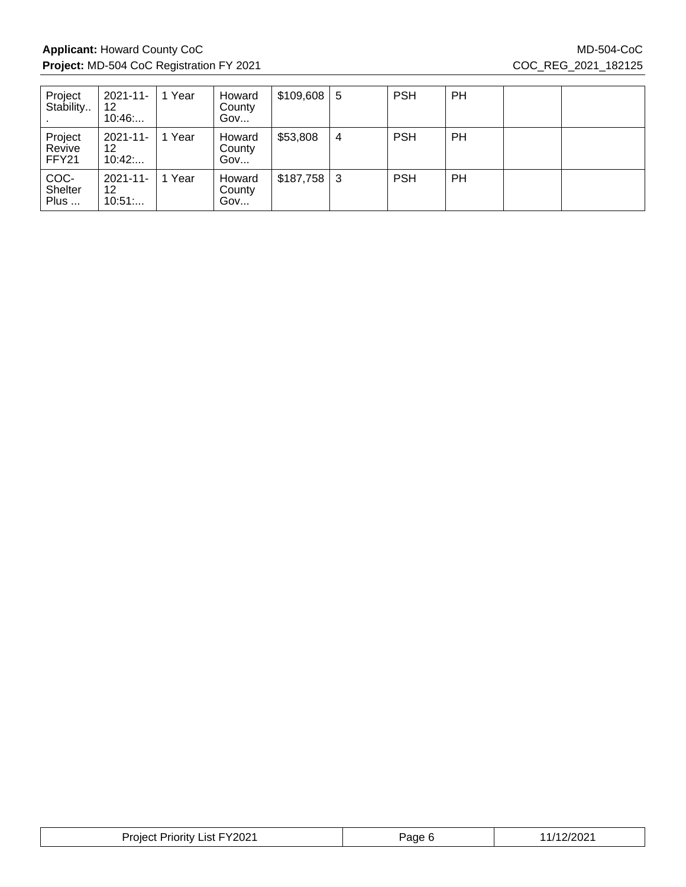| Project Stability... | 2021-11-12 10:46:... | 1 Year | Howard County Gov... | $109,608 | 5 | PSH | PH | | |
|---|---|---|---|---|---|---|---|---|---|
| Project Revive FFY21 | 2021-11-12 10:42:... | 1 Year | Howard County Gov... | $53,808 | 4 | PSH | PH | | |
| COC-Shelter Plus ... | 2021-11-12 10:51:... | 1 Year | Howard County Gov... | $187,758 | 3 | PSH | PH | | |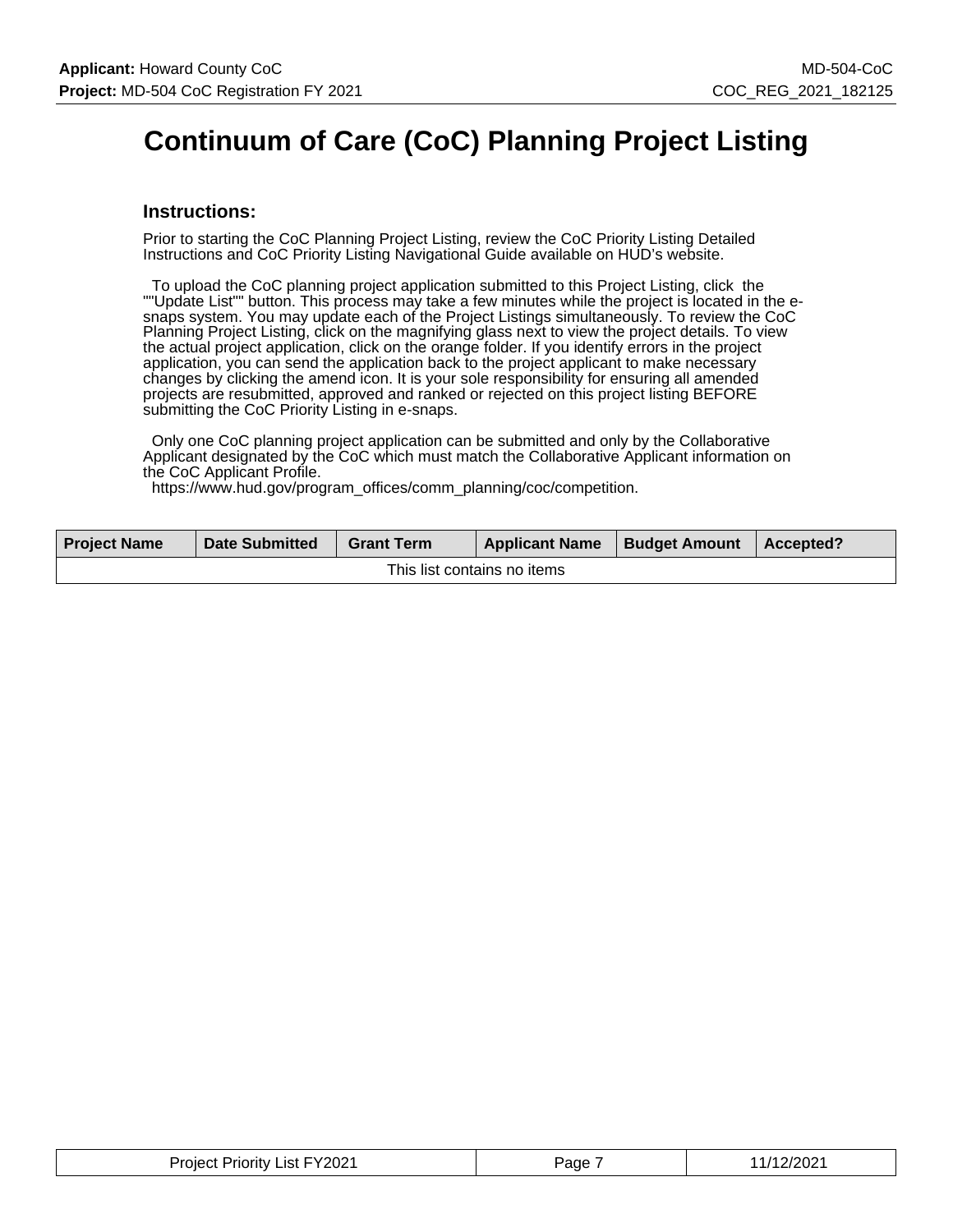# Continuum of Care (CoC) Planning Project Listing

## Instructions:

Prior to starting the CoC Planning Project Listing, review the CoC Priority Listing Detailed Instructions and CoC Priority Listing Navigational Guide available on HUD's website.

To upload the CoC planning project application submitted to this Project Listing, click the ""Update List"" button. This process may take a few minutes while the project is located in the e-snaps system. You may update each of the Project Listings simultaneously. To review the CoC Planning Project Listing, click on the magnifying glass next to view the project details. To view the actual project application, click on the orange folder. If you identify errors in the project application, you can send the application back to the project applicant to make necessary changes by clicking the amend icon. It is your sole responsibility for ensuring all amended projects are resubmitted, approved and ranked or rejected on this project listing BEFORE submitting the CoC Priority Listing in e-snaps.

Only one CoC planning project application can be submitted and only by the Collaborative Applicant designated by the CoC which must match the Collaborative Applicant information on the CoC Applicant Profile.
https://www.hud.gov/program_offices/comm_planning/coc/competition.

| Project Name | Date Submitted | Grant Term | Applicant Name | Budget Amount | Accepted? |
|---|---|---|---|---|---|
| This list contains no items | | | | | |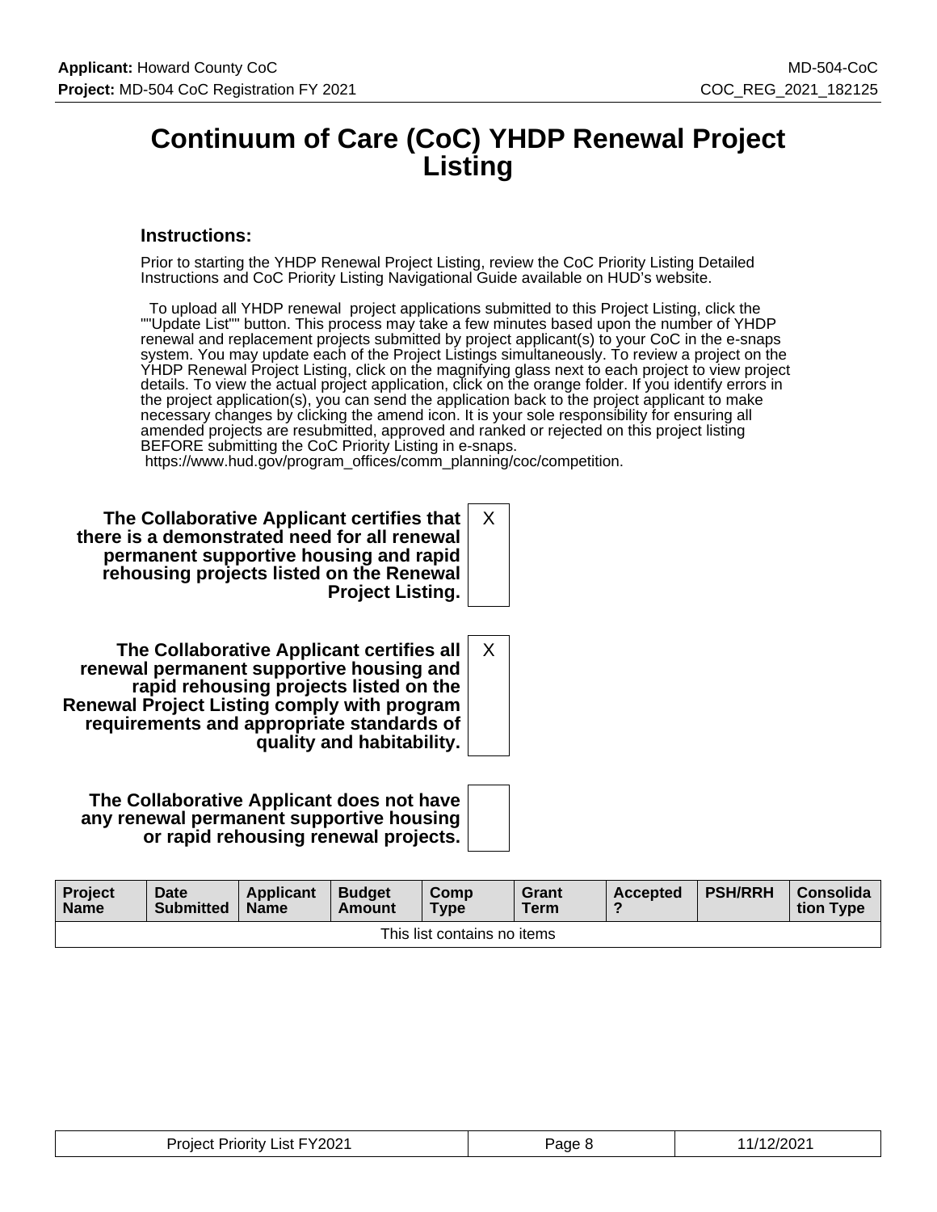# Continuum of Care (CoC) YHDP Renewal Project Listing

### Instructions:

Prior to starting the YHDP Renewal Project Listing, review the CoC Priority Listing Detailed Instructions and CoC Priority Listing Navigational Guide available on HUD's website.

To upload all YHDP renewal project applications submitted to this Project Listing, click the ""Update List"" button. This process may take a few minutes based upon the number of YHDP renewal and replacement projects submitted by project applicant(s) to your CoC in the e-snaps system. You may update each of the Project Listings simultaneously. To review a project on the YHDP Renewal Project Listing, click on the magnifying glass next to each project to view project details. To view the actual project application, click on the orange folder. If you identify errors in the project application(s), you can send the application back to the project applicant to make necessary changes by clicking the amend icon. It is your sole responsibility for ensuring all amended projects are resubmitted, approved and ranked or rejected on this project listing BEFORE submitting the CoC Priority Listing in e-snaps.
https://www.hud.gov/program_offices/comm_planning/coc/competition.

| | |
|---|---|
| **The Collaborative Applicant certifies that there is a demonstrated need for all renewal permanent supportive housing and rapid rehousing projects listed on the Renewal Project Listing.** | X |
| **The Collaborative Applicant certifies all renewal permanent supportive housing and rapid rehousing projects listed on the Renewal Project Listing comply with program requirements and appropriate standards of quality and habitability.** | X |
| **The Collaborative Applicant does not have any renewal permanent supportive housing or rapid rehousing renewal projects.** | |

| Project Name | Date Submitted | Applicant Name | Budget Amount | Comp Type | Grant Term | Accepted ? | PSH/RRH | Consolidation Type |
|---|---|---|---|---|---|---|---|---|
| This list contains no items | | | | | | | | |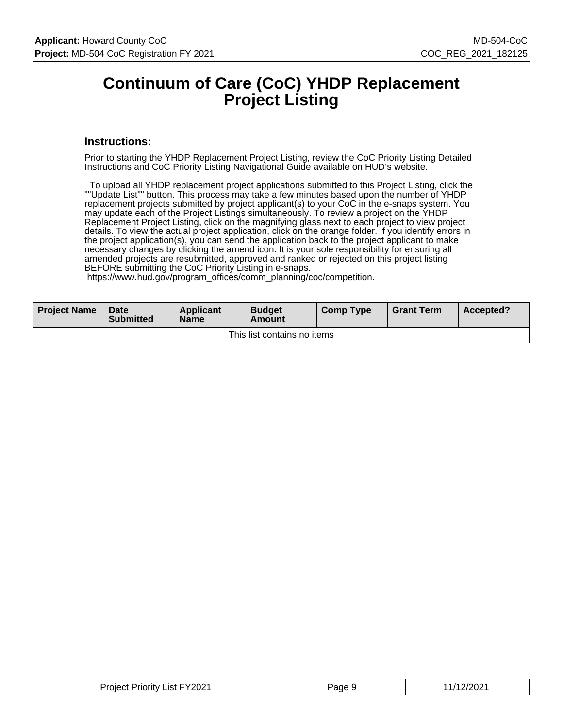# Continuum of Care (CoC) YHDP Replacement Project Listing

### Instructions:

Prior to starting the YHDP Replacement Project Listing, review the CoC Priority Listing Detailed Instructions and CoC Priority Listing Navigational Guide available on HUD’s website.

To upload all YHDP replacement project applications submitted to this Project Listing, click the ""Update List"" button. This process may take a few minutes based upon the number of YHDP replacement projects submitted by project applicant(s) to your CoC in the e-snaps system. You may update each of the Project Listings simultaneously. To review a project on the YHDP Replacement Project Listing, click on the magnifying glass next to each project to view project details. To view the actual project application, click on the orange folder. If you identify errors in the project application(s), you can send the application back to the project applicant to make necessary changes by clicking the amend icon. It is your sole responsibility for ensuring all amended projects are resubmitted, approved and ranked or rejected on this project listing BEFORE submitting the CoC Priority Listing in e-snaps.
https://www.hud.gov/program_offices/comm_planning/coc/competition.

| Project Name | Date Submitted | Applicant Name | Budget Amount | Comp Type | Grant Term | Accepted? |
|---|---|---|---|---|---|---|
| This list contains no items | | | | | | |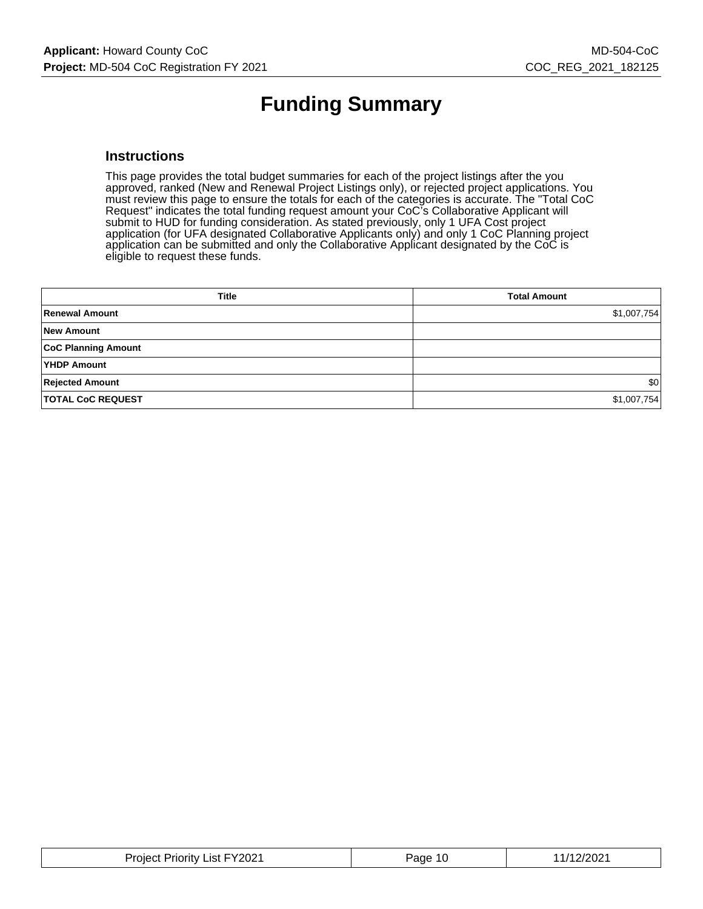# Funding Summary

## Instructions

This page provides the total budget summaries for each of the project listings after the you approved, ranked (New and Renewal Project Listings only), or rejected project applications. You must review this page to ensure the totals for each of the categories is accurate. The "Total CoC Request" indicates the total funding request amount your CoC's Collaborative Applicant will submit to HUD for funding consideration. As stated previously, only 1 UFA Cost project application (for UFA designated Collaborative Applicants only) and only 1 CoC Planning project application can be submitted and only the Collaborative Applicant designated by the CoC is eligible to request these funds.

| Title | Total Amount |
|---|---|
| **Renewal Amount** | $1,007,754 |
| **New Amount** | |
| **CoC Planning Amount** | |
| **YHDP Amount** | |
| **Rejected Amount** | $0 |
| **TOTAL CoC REQUEST** | $1,007,754 |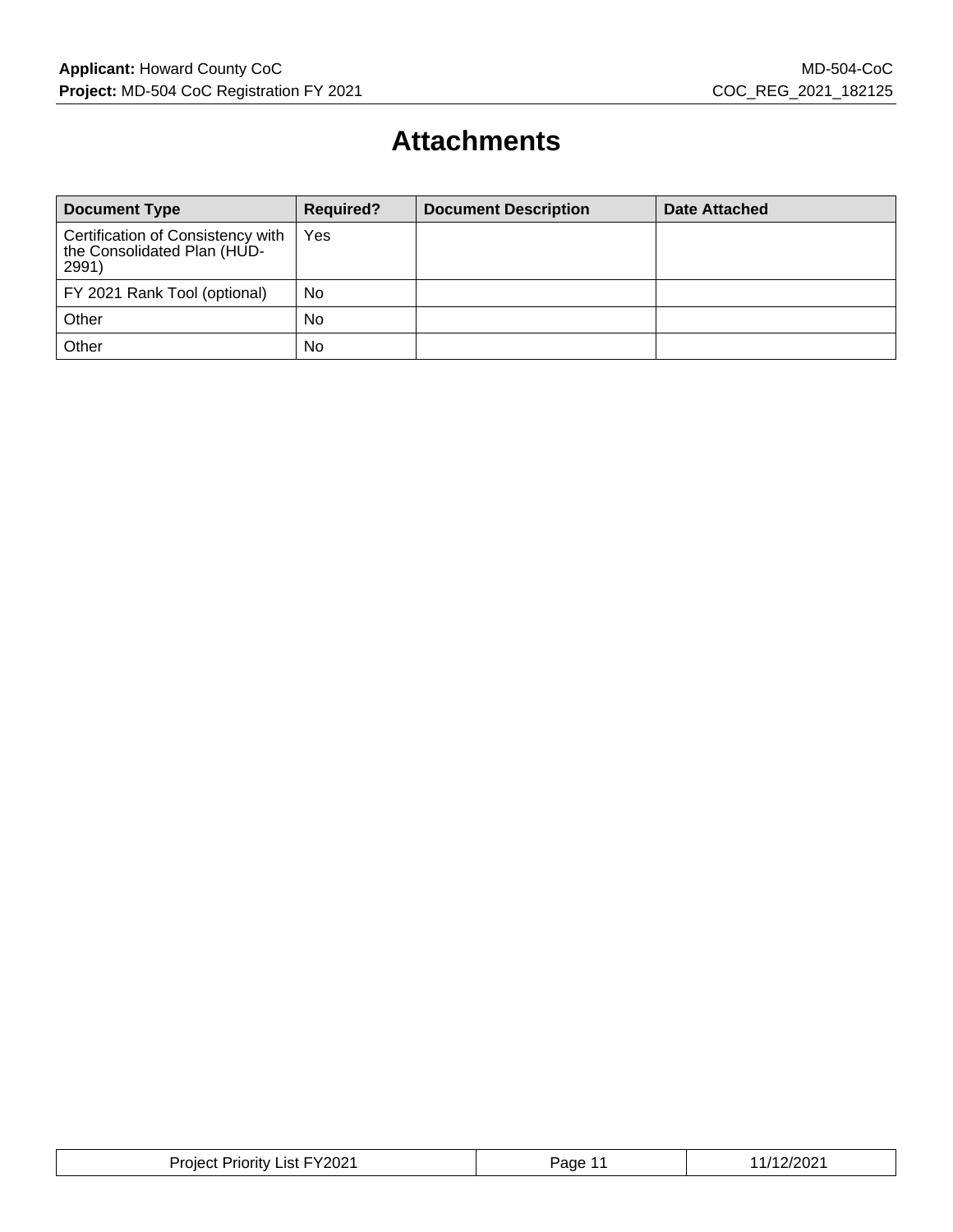# Attachments

| Document Type | Required? | Document Description | Date Attached |
|---|---|---|---|
| Certification of Consistency with the Consolidated Plan (HUD-2991) | Yes | | |
| FY 2021 Rank Tool (optional) | No | | |
| Other | No | | |
| Other | No | | |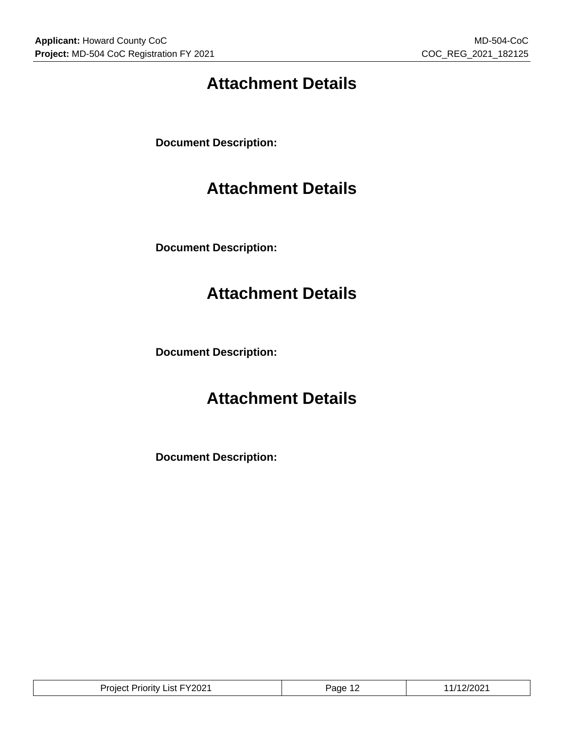# Attachment Details

**Document Description:**

# Attachment Details

**Document Description:**

# Attachment Details

**Document Description:**

# Attachment Details

**Document Description:**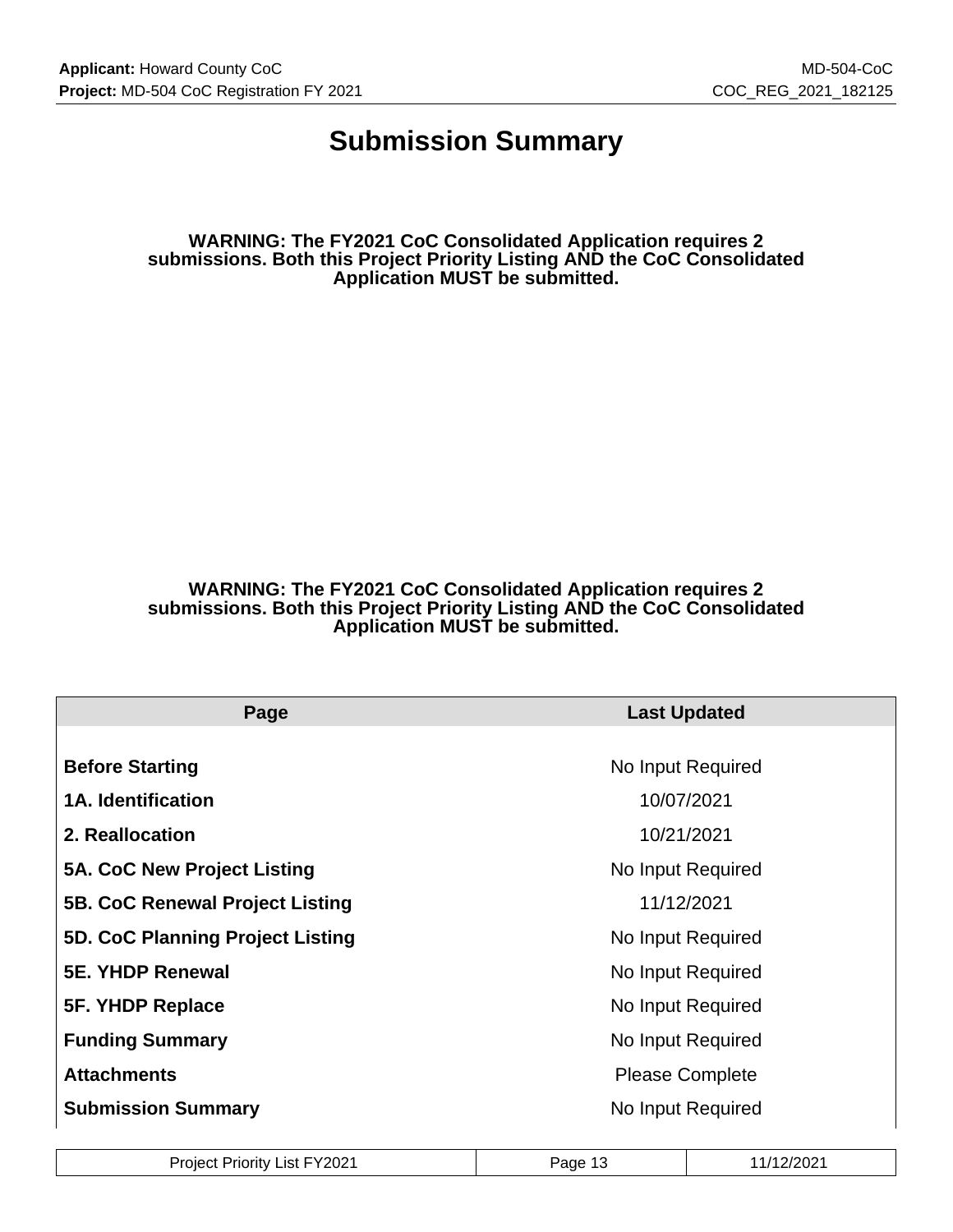# Submission Summary

**WARNING: The FY2021 CoC Consolidated Application requires 2 submissions. Both this Project Priority Listing AND the CoC Consolidated Application MUST be submitted.**

**WARNING: The FY2021 CoC Consolidated Application requires 2 submissions. Both this Project Priority Listing AND the CoC Consolidated Application MUST be submitted.**

| Page | Last Updated |
|---|---|
| **Before Starting** | No Input Required |
| **1A. Identification** | 10/07/2021 |
| **2. Reallocation** | 10/21/2021 |
| **5A. CoC New Project Listing** | No Input Required |
| **5B. CoC Renewal Project Listing** | 11/12/2021 |
| **5D. CoC Planning Project Listing** | No Input Required |
| **5E. YHDP Renewal** | No Input Required |
| **5F. YHDP Replace** | No Input Required |
| **Funding Summary** | No Input Required |
| **Attachments** | Please Complete |
| **Submission Summary** | No Input Required |